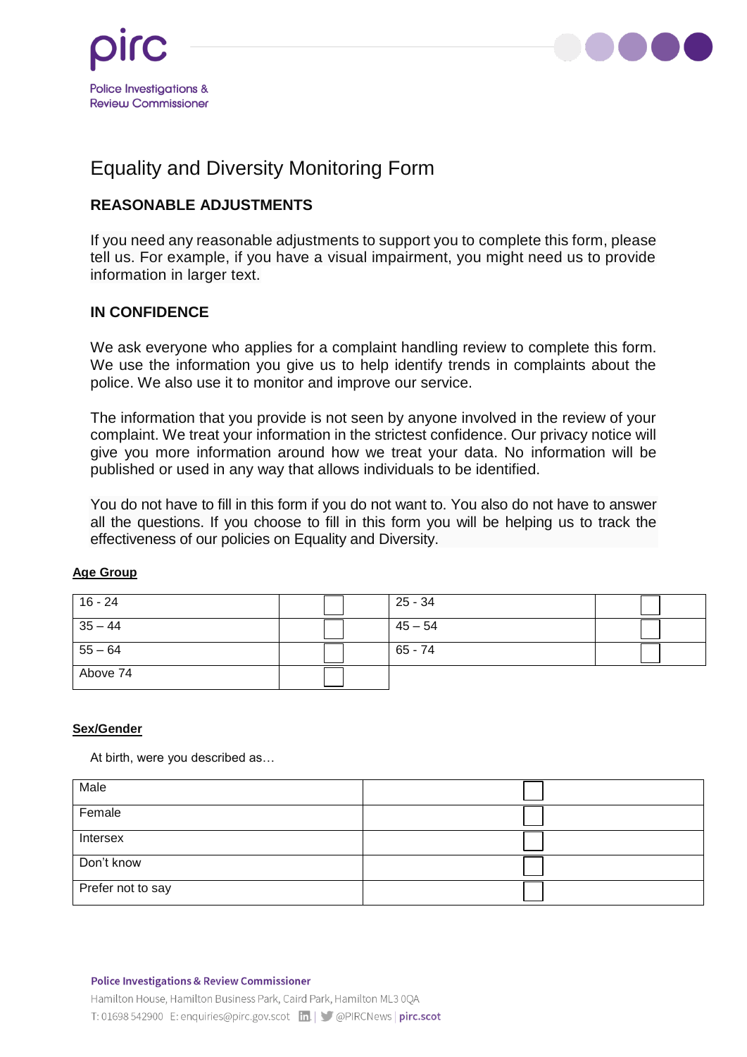pirc

Police Investigations & Review Commissioner

# Equality and Diversity Monitoring Form

## REASONABLE ADJUSTMENTS

If you need any reasonable adjustments to support you to complete this form, please tell us. For example, if you have a visual impairment, you might need us to provide information in larger text.

## IN CONFIDENCE

We ask everyone who applies for a complaint handling review to complete this form. We use the information you give us to help identify trends in complaints about the police. We also use it to monitor and improve our service.

The information that you provide is not seen by anyone involved in the review of your complaint. We treat your information in the strictest confidence. Our privacy notice will give you more information around how we treat your data. No information will be published or used in any way that allows individuals to be identified.

You do not have to fill in this form if you do not want to. You also do not have to answer all the questions. If you choose to fill in this form you will be helping us to track the effectiveness of our policies on Equality and Diversity.

**Age Group**

| | | | |
|---|---|---|---|
| 16 - 24 | ☐ | 25 - 34 | ☐ |
| 35 – 44 | ☐ | 45 – 54 | ☐ |
| 55 – 64 | ☐ | 65 - 74 | ☐ |
| Above 74 | ☐ | | |

**Sex/Gender**

At birth, were you described as…

| | |
|---|---|
| Male | ☐ |
| Female | ☐ |
| Intersex | ☐ |
| Don't know | ☐ |
| Prefer not to say | ☐ |

Police Investigations & Review Commissioner
Hamilton House, Hamilton Business Park, Caird Park, Hamilton ML3 0QA
T: 01698 542900 E: enquiries@pirc.gov.scot | @PIRCNews | pirc.scot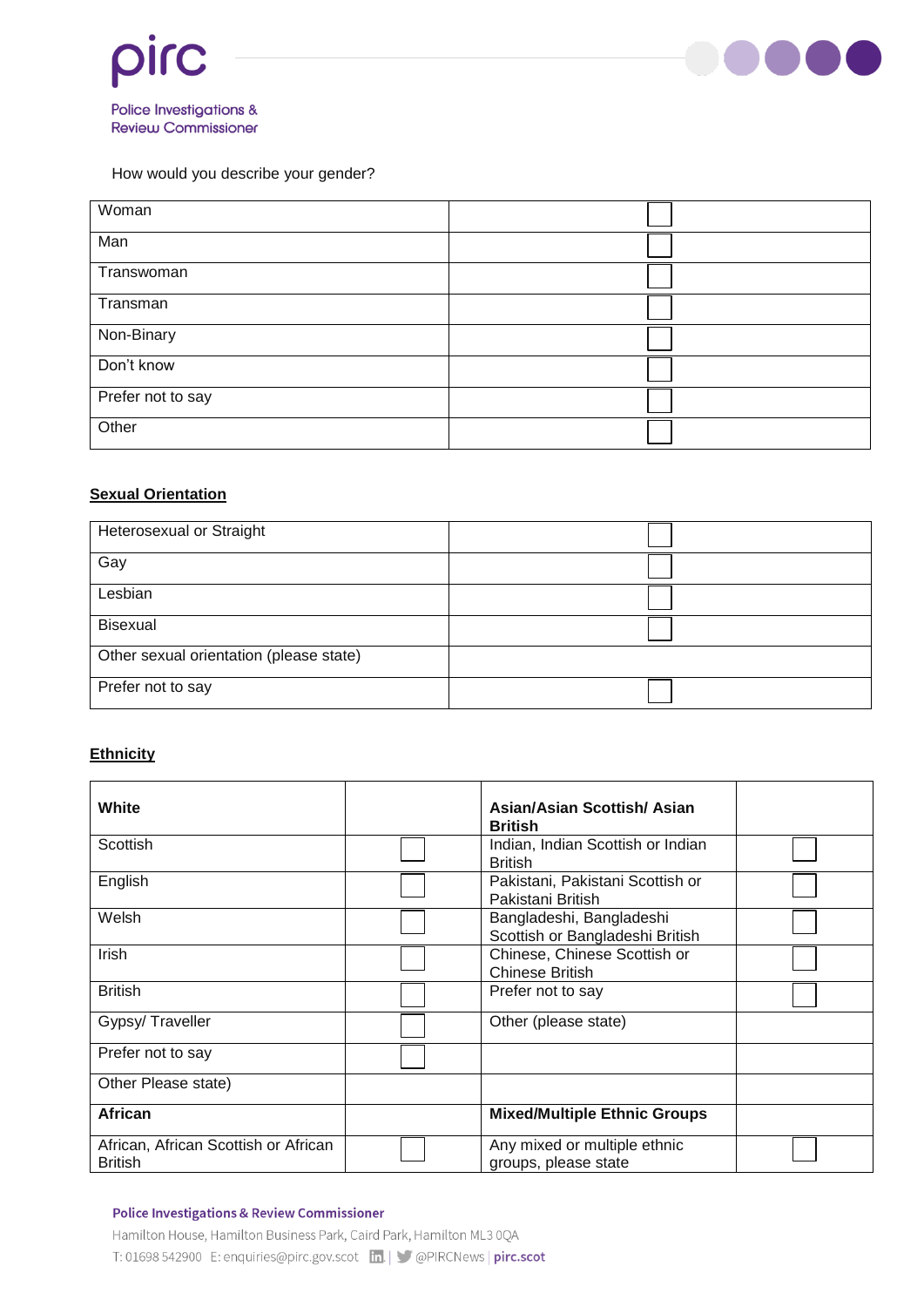How would you describe your gender?

| | |
|---|---|
| Woman | ☐ |
| Man | ☐ |
| Transwoman | ☐ |
| Transman | ☐ |
| Non-Binary | ☐ |
| Don't know | ☐ |
| Prefer not to say | ☐ |
| Other | ☐ |

**Sexual Orientation**

| | |
|---|---|
| Heterosexual or Straight | ☐ |
| Gay | ☐ |
| Lesbian | ☐ |
| Bisexual | ☐ |
| Other sexual orientation (please state) | |
| Prefer not to say | ☐ |

**Ethnicity**

| **White** | | **Asian/Asian Scottish/ Asian British** | |
|---|---|---|---|
| Scottish | ☐ | Indian, Indian Scottish or Indian British | ☐ |
| English | ☐ | Pakistani, Pakistani Scottish or Pakistani British | ☐ |
| Welsh | ☐ | Bangladeshi, Bangladeshi Scottish or Bangladeshi British | ☐ |
| Irish | ☐ | Chinese, Chinese Scottish or Chinese British | ☐ |
| British | ☐ | Prefer not to say | ☐ |
| Gypsy/ Traveller | ☐ | Other (please state) | |
| Prefer not to say | ☐ | | |
| Other Please state) | | | |
| **African** | | **Mixed/Multiple Ethnic Groups** | |
| African, African Scottish or African British | ☐ | Any mixed or multiple ethnic groups, please state | ☐ |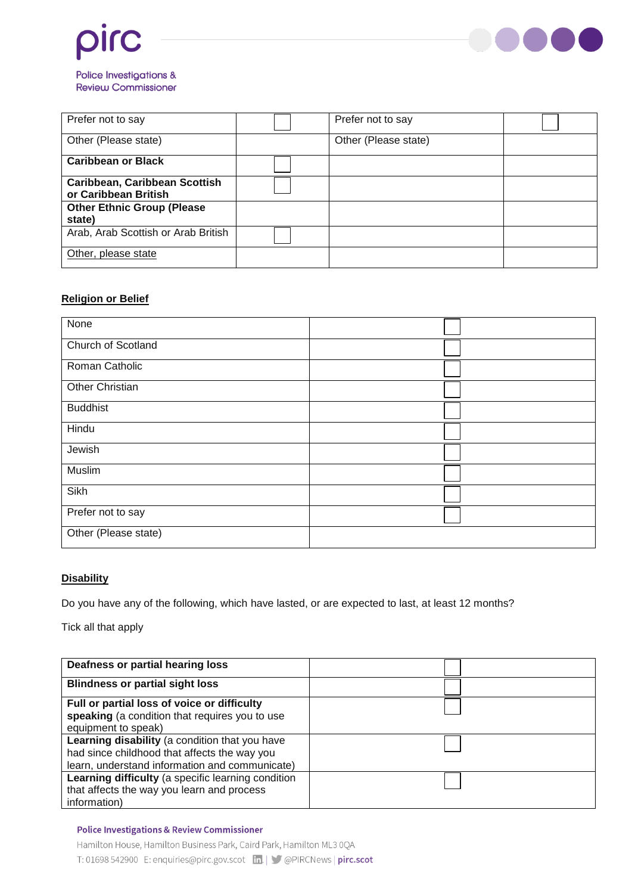| | | | |
|---|---|---|---|
| Prefer not to say | ☐ | Prefer not to say | ☐ |
| Other (Please state) | | Other (Please state) | |
| **Caribbean or Black** | ☐ | | |
| **Caribbean, Caribbean Scottish or Caribbean British** | ☐ | | |
| **Other Ethnic Group (Please state)** | | | |
| Arab, Arab Scottish or Arab British | ☐ | | |
| Other, please state | | | |

**Religion or Belief**

| | |
|---|---|
| None | ☐ |
| Church of Scotland | ☐ |
| Roman Catholic | ☐ |
| Other Christian | ☐ |
| Buddhist | ☐ |
| Hindu | ☐ |
| Jewish | ☐ |
| Muslim | ☐ |
| Sikh | ☐ |
| Prefer not to say | ☐ |
| Other (Please state) | |

**Disability**

Do you have any of the following, which have lasted, or are expected to last, at least 12 months?

Tick all that apply

| | |
|---|---|
| **Deafness or partial hearing loss** | ☐ |
| **Blindness or partial sight loss** | ☐ |
| **Full or partial loss of voice or difficulty speaking** (a condition that requires you to use equipment to speak) | ☐ |
| **Learning disability** (a condition that you have had since childhood that affects the way you learn, understand information and communicate) | ☐ |
| **Learning difficulty** (a specific learning condition that affects the way you learn and process information) | ☐ |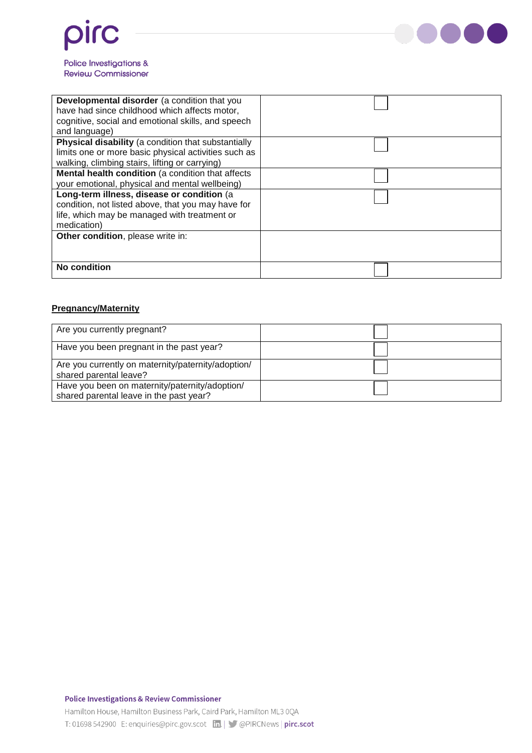| | |
|---|---|
| **Developmental disorder** (a condition that you have had since childhood which affects motor, cognitive, social and emotional skills, and speech and language) | ☐ |
| **Physical disability** (a condition that substantially limits one or more basic physical activities such as walking, climbing stairs, lifting or carrying) | ☐ |
| **Mental health condition** (a condition that affects your emotional, physical and mental wellbeing) | ☐ |
| **Long-term illness, disease or condition** (a condition, not listed above, that you may have for life, which may be managed with treatment or medication) | ☐ |
| **Other condition**, please write in: | |
| **No condition** | ☐ |

## Pregnancy/Maternity

| | |
|---|---|
| Are you currently pregnant? | ☐ |
| Have you been pregnant in the past year? | ☐ |
| Are you currently on maternity/paternity/adoption/ shared parental leave? | ☐ |
| Have you been on maternity/paternity/adoption/ shared parental leave in the past year? | ☐ |